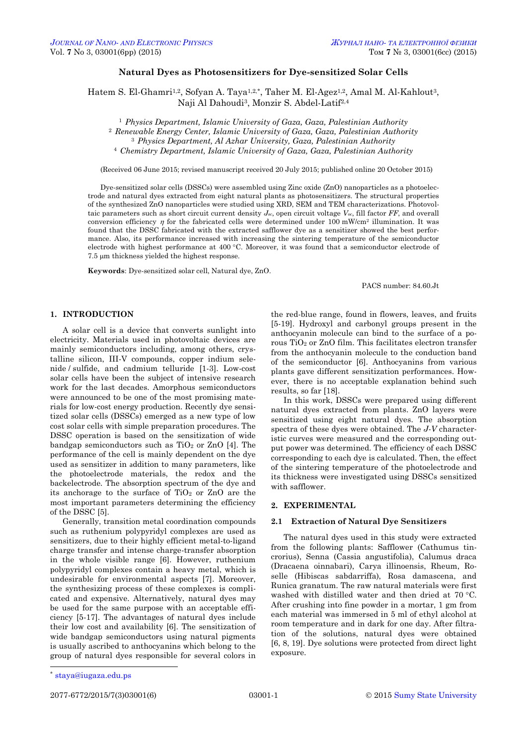# Natural Dyes as Photosensitizers for Dye-sensitized Solar Cells

Hatem S. El-Ghamri[1,2], Sofyan A. Taya[1,2,*], Taher M. El-Agez[1,2], Amal M. Al-Kahlout[3], Naji Al Dahoudi[3], Monzir S. Abdel-Latif[2,4]

[1] *Physics Department, Islamic University of Gaza, Gaza, Palestinian Authority*
[2] *Renewable Energy Center, Islamic University of Gaza, Gaza, Palestinian Authority*
[3] *Physics Department, Al Azhar University, Gaza, Palestinian Authority*
[4] *Chemistry Department, Islamic University of Gaza, Gaza, Palestinian Authority*

(Received 06 June 2015; revised manuscript received 20 July 2015; published online 20 October 2015)

Dye-sensitized solar cells (DSSCs) were assembled using Zinc oxide (ZnO) nanoparticles as a photoelectrode and natural dyes extracted from eight natural plants as photosensitizers. The structural properties of the synthesized ZnO nanoparticles were studied using XRD, SEM and TEM characterizations. Photovoltaic parameters such as short circuit current density $J_{sc}$, open circuit voltage $V_{oc}$, fill factor $FF$, and overall conversion efficiency $\eta$ for the fabricated cells were determined under 100 mW/cm² illumination. It was found that the DSSC fabricated with the extracted safflower dye as a sensitizer showed the best performance. Also, its performance increased with increasing the sintering temperature of the semiconductor electrode with highest performance at 400 °C. Moreover, it was found that a semiconductor electrode of 7.5 μm thickness yielded the highest response.

**Keywords**: Dye-sensitized solar cell, Natural dye, ZnO.

PACS number: 84.60.Jt

## 1. INTRODUCTION

A solar cell is a device that converts sunlight into electricity. Materials used in photovoltaic devices are mainly semiconductors including, among others, crystalline silicon, III-V compounds, copper indium selenide / sulfide, and cadmium telluride [1-3]. Low-cost solar cells have been the subject of intensive research work for the last decades. Amorphous semiconductors were announced to be one of the most promising materials for low-cost energy production. Recently dye sensitized solar cells (DSSCs) emerged as a new type of low cost solar cells with simple preparation procedures. The DSSC operation is based on the sensitization of wide bandgap semiconductors such as $TiO_2$ or ZnO [4]. The performance of the cell is mainly dependent on the dye used as sensitizer in addition to many parameters, like the photoelectrode materials, the redox and the backelectrode. The absorption spectrum of the dye and its anchorage to the surface of $TiO_2$ or ZnO are the most important parameters determining the efficiency of the DSSC [5].

Generally, transition metal coordination compounds such as ruthenium polypyridyl complexes are used as sensitizers, due to their highly efficient metal-to-ligand charge transfer and intense charge-transfer absorption in the whole visible range [6]. However, ruthenium polypyridyl complexes contain a heavy metal, which is undesirable for environmental aspects [7]. Moreover, the synthesizing process of these complexes is complicated and expensive. Alternatively, natural dyes may be used for the same purpose with an acceptable efficiency [5-17]. The advantages of natural dyes include their low cost and availability [6]. The sensitization of wide bandgap semiconductors using natural pigments is usually ascribed to anthocyanins which belong to the group of natural dyes responsible for several colors in the red-blue range, found in flowers, leaves, and fruits [5-19]. Hydroxyl and carbonyl groups present in the anthocyanin molecule can bind to the surface of a porous $TiO_2$ or ZnO film. This facilitates electron transfer from the anthocyanin molecule to the conduction band of the semiconductor [6]. Anthocyanins from various plants gave different sensitization performances. However, there is no acceptable explanation behind such results, so far [18].

In this work, DSSCs were prepared using different natural dyes extracted from plants. ZnO layers were sensitized using eight natural dyes. The absorption spectra of these dyes were obtained. The *J-V* characteristic curves were measured and the corresponding output power was determined. The efficiency of each DSSC corresponding to each dye is calculated. Then, the effect of the sintering temperature of the photoelectrode and its thickness were investigated using DSSCs sensitized with safflower.

## 2. EXPERIMENTAL

### 2.1 Extraction of Natural Dye Sensitizers

The natural dyes used in this study were extracted from the following plants: Safflower (Cathumus tincrorius), Senna (Cassia angustifolia), Calumus draca (Dracaena oinnabari), Carya illinoensis, Rheum, Roselle (Hibiscas sabdarriffa), Rosa damascena, and Runica granatum. The raw natural materials were first washed with distilled water and then dried at 70 °C. After crushing into fine powder in a mortar, 1 gm from each material was immersed in 5 ml of ethyl alcohol at room temperature and in dark for one day. After filtration of the solutions, natural dyes were obtained [6, 8, 19]. Dye solutions were protected from direct light exposure.

* staya@iugaza.edu.ps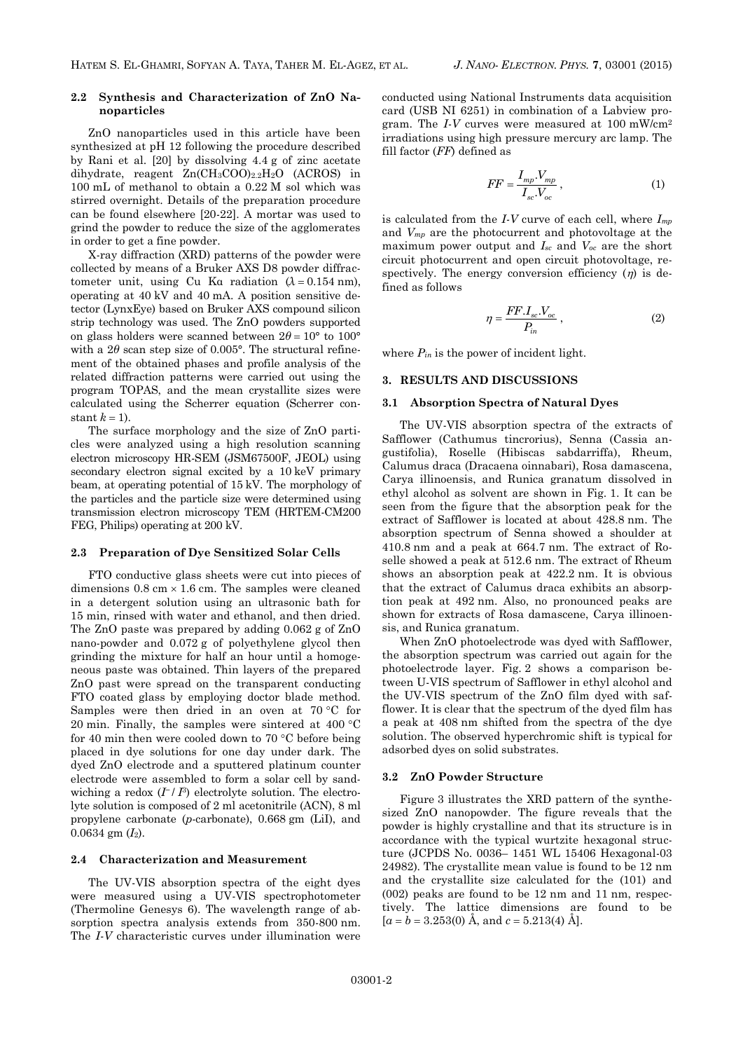### 2.2 Synthesis and Characterization of ZnO Nanoparticles

ZnO nanoparticles used in this article have been synthesized at pH 12 following the procedure described by Rani et al. [20] by dissolving 4.4 g of zinc acetate dihydrate, reagent $Zn(CH_3COO)_{2.2}H_2O$ (ACROS) in 100 mL of methanol to obtain a 0.22 M sol which was stirred overnight. Details of the preparation procedure can be found elsewhere [20-22]. A mortar was used to grind the powder to reduce the size of the agglomerates in order to get a fine powder.

X-ray diffraction (XRD) patterns of the powder were collected by means of a Bruker AXS D8 powder diffractometer unit, using Cu Kα radiation ($\lambda = 0.154$ nm), operating at 40 kV and 40 mA. A position sensitive detector (LynxEye) based on Bruker AXS compound silicon strip technology was used. The ZnO powders supported on glass holders were scanned between $2\theta = 10°$ to $100°$ with a $2\theta$ scan step size of 0.005°. The structural refinement of the obtained phases and profile analysis of the related diffraction patterns were carried out using the program TOPAS, and the mean crystallite sizes were calculated using the Scherrer equation (Scherrer constant $k = 1$).

The surface morphology and the size of ZnO particles were analyzed using a high resolution scanning electron microscopy HR-SEM (JSM67500F, JEOL) using secondary electron signal excited by a 10 keV primary beam, at operating potential of 15 kV. The morphology of the particles and the particle size were determined using transmission electron microscopy TEM (HRTEM-CM200 FEG, Philips) operating at 200 kV.

### 2.3 Preparation of Dye Sensitized Solar Cells

FTO conductive glass sheets were cut into pieces of dimensions 0.8 cm × 1.6 cm. The samples were cleaned in a detergent solution using an ultrasonic bath for 15 min, rinsed with water and ethanol, and then dried. The ZnO paste was prepared by adding 0.062 g of ZnO nano-powder and 0.072 g of polyethylene glycol then grinding the mixture for half an hour until a homogeneous paste was obtained. Thin layers of the prepared ZnO past were spread on the transparent conducting FTO coated glass by employing doctor blade method. Samples were then dried in an oven at 70 °C for 20 min. Finally, the samples were sintered at 400 °C for 40 min then were cooled down to 70 °C before being placed in dye solutions for one day under dark. The dyed ZnO electrode and a sputtered platinum counter electrode were assembled to form a solar cell by sandwiching a redox ($I^-/I^3$) electrolyte solution. The electrolyte solution is composed of 2 ml acetonitrile (ACN), 8 ml propylene carbonate (*p*-carbonate), 0.668 gm (LiI), and 0.0634 gm ($I_2$).

### 2.4 Characterization and Measurement

The UV-VIS absorption spectra of the eight dyes were measured using a UV-VIS spectrophotometer (Thermoline Genesys 6). The wavelength range of absorption spectra analysis extends from 350-800 nm. The *I-V* characteristic curves under illumination were conducted using National Instruments data acquisition card (USB NI 6251) in combination of a Labview program. The *I-V* curves were measured at 100 mW/cm$^2$ irradiations using high pressure mercury arc lamp. The fill factor (*FF*) defined as

$$FF = \frac{I_{mp}.V_{mp}}{I_{sc}.V_{oc}}, \tag{1}$$

is calculated from the *I-V* curve of each cell, where $I_{mp}$ and $V_{mp}$ are the photocurrent and photovoltage at the maximum power output and $I_{sc}$ and $V_{oc}$ are the short circuit photocurrent and open circuit photovoltage, respectively. The energy conversion efficiency ($\eta$) is defined as follows

$$\eta = \frac{FF.I_{sc}.V_{oc}}{P_{in}}, \tag{2}$$

where $P_{in}$ is the power of incident light.

## 3. RESULTS AND DISCUSSIONS

### 3.1 Absorption Spectra of Natural Dyes

The UV-VIS absorption spectra of the extracts of Safflower (Cathumus tincrorius), Senna (Cassia angustifolia), Roselle (Hibiscas sabdarriffa), Rheum, Calumus draca (Dracaena oinnabari), Rosa damascena, Carya illinoensis, and Runica granatum dissolved in ethyl alcohol as solvent are shown in Fig. 1. It can be seen from the figure that the absorption peak for the extract of Safflower is located at about 428.8 nm. The absorption spectrum of Senna showed a shoulder at 410.8 nm and a peak at 664.7 nm. The extract of Roselle showed a peak at 512.6 nm. The extract of Rheum shows an absorption peak at 422.2 nm. It is obvious that the extract of Calumus draca exhibits an absorption peak at 492 nm. Also, no pronounced peaks are shown for extracts of Rosa damascene, Carya illinoensis, and Runica granatum.

When ZnO photoelectrode was dyed with Safflower, the absorption spectrum was carried out again for the photoelectrode layer. Fig. 2 shows a comparison between U-VIS spectrum of Safflower in ethyl alcohol and the UV-VIS spectrum of the ZnO film dyed with safflower. It is clear that the spectrum of the dyed film has a peak at 408 nm shifted from the spectra of the dye solution. The observed hyperchromic shift is typical for adsorbed dyes on solid substrates.

### 3.2 ZnO Powder Structure

Figure 3 illustrates the XRD pattern of the synthesized ZnO nanopowder. The figure reveals that the powder is highly crystalline and that its structure is in accordance with the typical wurtzite hexagonal structure (JCPDS No. 0036– 1451 WL 15406 Hexagonal-03 24982). The crystallite mean value is found to be 12 nm and the crystallite size calculated for the (101) and (002) peaks are found to be 12 nm and 11 nm, respectively. The lattice dimensions are found to be [$a = b = 3.253(0)$ Å, and $c = 5.213(4)$ Å].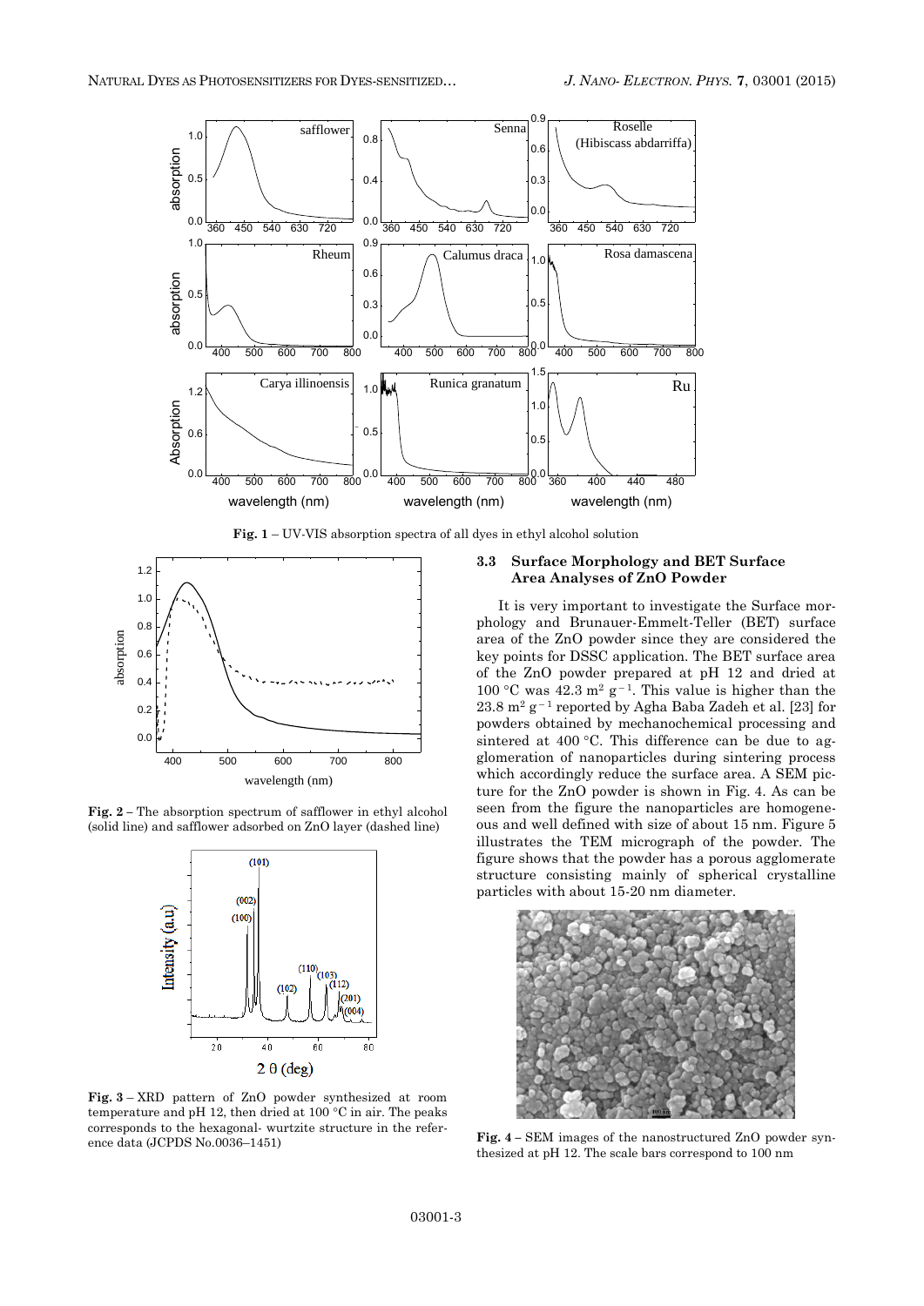Fig. 1 – UV-VIS absorption spectra of all dyes in ethyl alcohol solution

Fig. 2 – The absorption spectrum of safflower in ethyl alcohol (solid line) and safflower adsorbed on ZnO layer (dashed line)

Fig. 3 – XRD pattern of ZnO powder synthesized at room temperature and pH 12, then dried at 100 °C in air. The peaks corresponds to the hexagonal- wurtzite structure in the reference data (JCPDS No.0036–1451)

### 3.3 Surface Morphology and BET Surface Area Analyses of ZnO Powder

It is very important to investigate the Surface morphology and Brunauer-Emmelt-Teller (BET) surface area of the ZnO powder since they are considered the key points for DSSC application. The BET surface area of the ZnO powder prepared at pH 12 and dried at 100 °C was 42.3 $m^2\,g^{-1}$. This value is higher than the 23.8 $m^2\,g^{-1}$ reported by Agha Baba Zadeh et al. [23] for powders obtained by mechanochemical processing and sintered at 400 °C. This difference can be due to agglomeration of nanoparticles during sintering process which accordingly reduce the surface area. A SEM picture for the ZnO powder is shown in Fig. 4. As can be seen from the figure the nanoparticles are homogeneous and well defined with size of about 15 nm. Figure 5 illustrates the TEM micrograph of the powder. The figure shows that the powder has a porous agglomerate structure consisting mainly of spherical crystalline particles with about 15-20 nm diameter.

Fig. 4 – SEM images of the nanostructured ZnO powder synthesized at pH 12. The scale bars correspond to 100 nm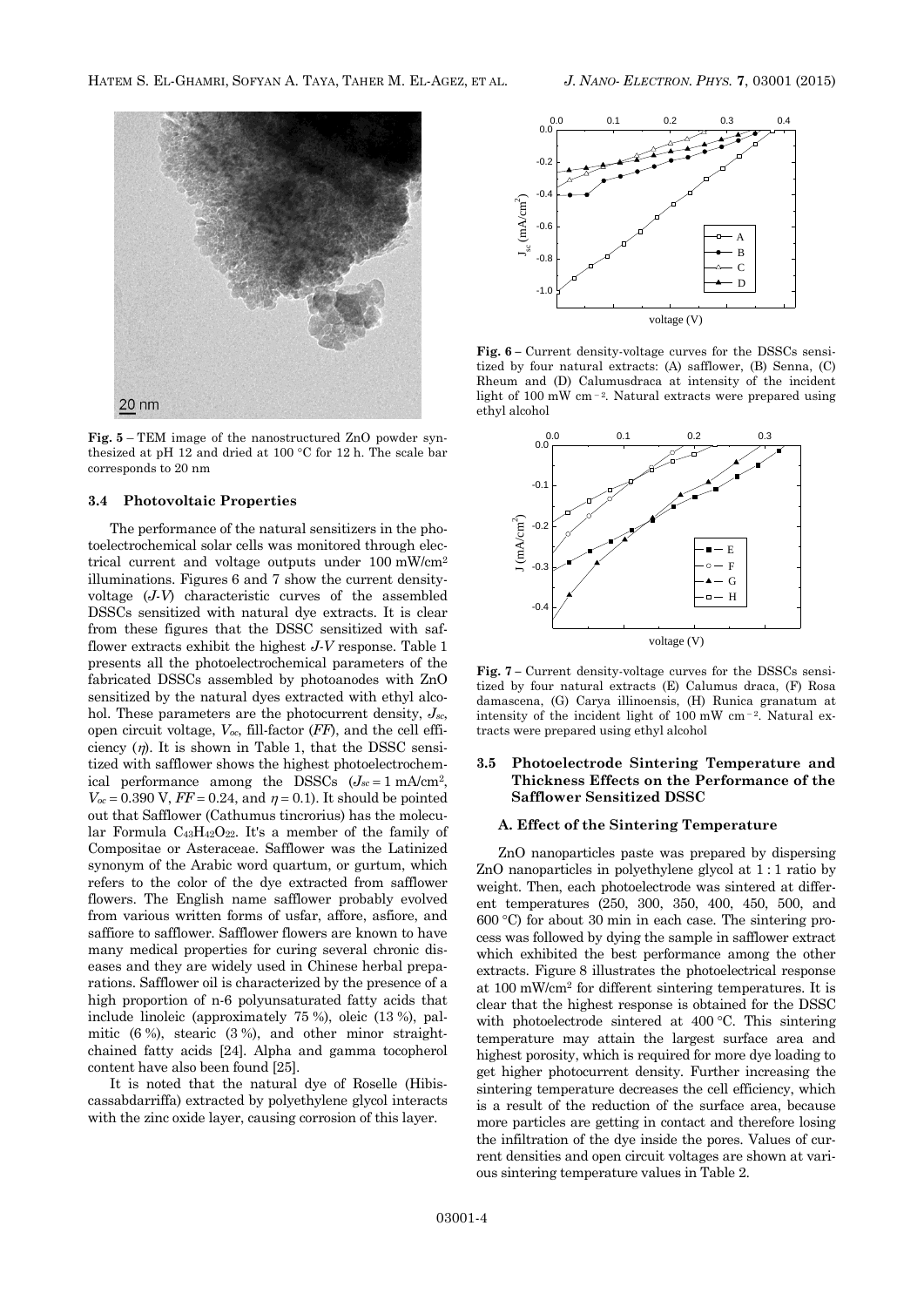**Fig. 5** – TEM image of the nanostructured ZnO powder synthesized at pH 12 and dried at 100 °C for 12 h. The scale bar corresponds to 20 nm

### 3.4 Photovoltaic Properties

The performance of the natural sensitizers in the photoelectrochemical solar cells was monitored through electrical current and voltage outputs under 100 mW/cm$^2$ illuminations. Figures 6 and 7 show the current density-voltage ($J$-$V$) characteristic curves of the assembled DSSCs sensitized with natural dye extracts. It is clear from these figures that the DSSC sensitized with safflower extracts exhibit the highest $J$-$V$ response. Table 1 presents all the photoelectrochemical parameters of the fabricated DSSCs assembled by photoanodes with ZnO sensitized by the natural dyes extracted with ethyl alcohol. These parameters are the photocurrent density, $J_{sc}$, open circuit voltage, $V_{oc}$, fill-factor ($FF$), and the cell efficiency ($\eta$). It is shown in Table 1, that the DSSC sensitized with safflower shows the highest photoelectrochemical performance among the DSSCs ($J_{sc}$ = 1 mA/cm$^2$, $V_{oc}$ = 0.390 V, $FF$ = 0.24, and $\eta$ = 0.1). It should be pointed out that Safflower (Cathumus tincrorius) has the molecular Formula $C_{43}H_{42}O_{22}$. It's a member of the family of Compositae or Asteraceae. Safflower was the Latinized synonym of the Arabic word quartum, or gurtum, which refers to the color of the dye extracted from safflower flowers. The English name safflower probably evolved from various written forms of usfar, affore, asfiore, and saffiore to safflower. Safflower flowers are known to have many medical properties for curing several chronic diseases and they are widely used in Chinese herbal preparations. Safflower oil is characterized by the presence of a high proportion of n-6 polyunsaturated fatty acids that include linoleic (approximately 75 %), oleic (13 %), palmitic (6 %), stearic (3 %), and other minor straight-chained fatty acids [24]. Alpha and gamma tocopherol content have also been found [25].

It is noted that the natural dye of Roselle (Hibiscassabdarriffa) extracted by polyethylene glycol interacts with the zinc oxide layer, causing corrosion of this layer.

**Fig. 6** – Current density-voltage curves for the DSSCs sensitized by four natural extracts: (A) safflower, (B) Senna, (C) Rheum and (D) Calumusdraca at intensity of the incident light of 100 mW cm$^{-2}$. Natural extracts were prepared using ethyl alcohol

**Fig. 7** – Current density-voltage curves for the DSSCs sensitized by four natural extracts (E) Calumus draca, (F) Rosa damascena, (G) Carya illinoensis, (H) Runica granatum at intensity of the incident light of 100 mW cm$^{-2}$. Natural extracts were prepared using ethyl alcohol

### 3.5 Photoelectrode Sintering Temperature and Thickness Effects on the Performance of the Safflower Sensitized DSSC

#### A. Effect of the Sintering Temperature

ZnO nanoparticles paste was prepared by dispersing ZnO nanoparticles in polyethylene glycol at 1 : 1 ratio by weight. Then, each photoelectrode was sintered at different temperatures (250, 300, 350, 400, 450, 500, and 600 °C) for about 30 min in each case. The sintering process was followed by dying the sample in safflower extract which exhibited the best performance among the other extracts. Figure 8 illustrates the photoelectrical response at 100 mW/cm$^2$ for different sintering temperatures. It is clear that the highest response is obtained for the DSSC with photoelectrode sintered at 400 °C. This sintering temperature may attain the largest surface area and highest porosity, which is required for more dye loading to get higher photocurrent density. Further increasing the sintering temperature decreases the cell efficiency, which is a result of the reduction of the surface area, because more particles are getting in contact and therefore losing the infiltration of the dye inside the pores. Values of current densities and open circuit voltages are shown at various sintering temperature values in Table 2.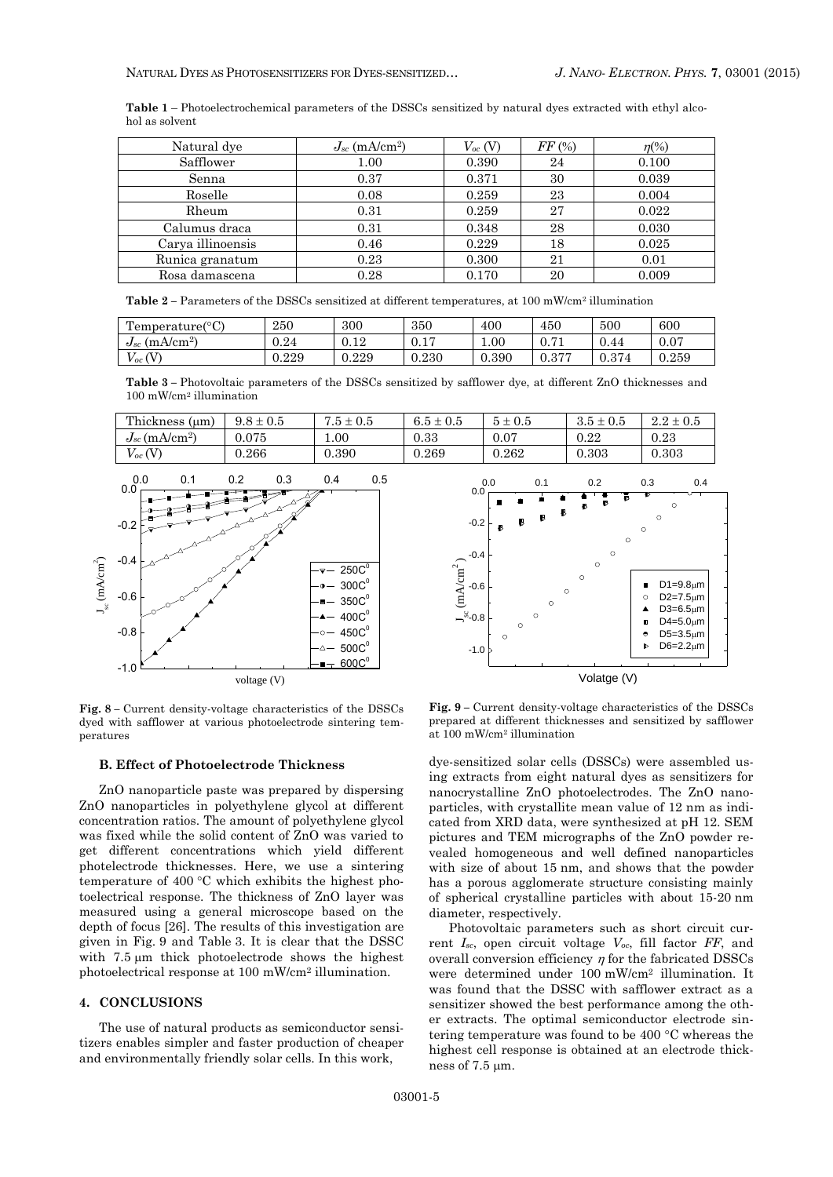**Table 1** – Photoelectrochemical parameters of the DSSCs sensitized by natural dyes extracted with ethyl alcohol as solvent

| Natural dye | $J_{sc}$ (mA/cm$^2$) | $V_{oc}$ (V) | $FF$ (%) | $\eta$(%) |
|---|---|---|---|---|
| Safflower | 1.00 | 0.390 | 24 | 0.100 |
| Senna | 0.37 | 0.371 | 30 | 0.039 |
| Roselle | 0.08 | 0.259 | 23 | 0.004 |
| Rheum | 0.31 | 0.259 | 27 | 0.022 |
| Calumus draca | 0.31 | 0.348 | 28 | 0.030 |
| Carya illinoensis | 0.46 | 0.229 | 18 | 0.025 |
| Runica granatum | 0.23 | 0.300 | 21 | 0.01 |
| Rosa damascena | 0.28 | 0.170 | 20 | 0.009 |

**Table 2** – Parameters of the DSSCs sensitized at different temperatures, at 100 mW/cm$^2$ illumination

| Temperature(°C) | 250 | 300 | 350 | 400 | 450 | 500 | 600 |
|---|---|---|---|---|---|---|---|
| $J_{sc}$ (mA/cm$^2$) | 0.24 | 0.12 | 0.17 | 1.00 | 0.71 | 0.44 | 0.07 |
| $V_{oc}$ (V) | 0.229 | 0.229 | 0.230 | 0.390 | 0.377 | 0.374 | 0.259 |

**Table 3** – Photovoltaic parameters of the DSSCs sensitized by safflower dye, at different ZnO thicknesses and 100 mW/cm$^2$ illumination

| Thickness (μm) | $9.8 \pm 0.5$ | $7.5 \pm 0.5$ | $6.5 \pm 0.5$ | $5 \pm 0.5$ | $3.5 \pm 0.5$ | $2.2 \pm 0.5$ |
|---|---|---|---|---|---|---|
| $J_{sc}$ (mA/cm$^2$) | 0.075 | 1.00 | 0.33 | 0.07 | 0.22 | 0.23 |
| $V_{oc}$ (V) | 0.266 | 0.390 | 0.269 | 0.262 | 0.303 | 0.303 |

**Fig. 8** – Current density-voltage characteristics of the DSSCs dyed with safflower at various photoelectrode sintering temperatures

**Fig. 9** – Current density-voltage characteristics of the DSSCs prepared at different thicknesses and sensitized by safflower at 100 mW/cm$^2$ illumination

### B. Effect of Photoelectrode Thickness

ZnO nanoparticle paste was prepared by dispersing ZnO nanoparticles in polyethylene glycol at different concentration ratios. The amount of polyethylene glycol was fixed while the solid content of ZnO was varied to get different concentrations which yield different photelectrode thicknesses. Here, we use a sintering temperature of 400 °C which exhibits the highest photoelectrical response. The thickness of ZnO layer was measured using a general microscope based on the depth of focus [26]. The results of this investigation are given in Fig. 9 and Table 3. It is clear that the DSSC with 7.5 μm thick photoelectrode shows the highest photoelectrical response at 100 mW/cm$^2$ illumination.

## 4. CONCLUSIONS

The use of natural products as semiconductor sensitizers enables simpler and faster production of cheaper and environmentally friendly solar cells. In this work, dye-sensitized solar cells (DSSCs) were assembled using extracts from eight natural dyes as sensitizers for nanocrystalline ZnO photoelectrodes. The ZnO nanoparticles, with crystallite mean value of 12 nm as indicated from XRD data, were synthesized at pH 12. SEM pictures and TEM micrographs of the ZnO powder revealed homogeneous and well defined nanoparticles with size of about 15 nm, and shows that the powder has a porous agglomerate structure consisting mainly of spherical crystalline particles with about 15-20 nm diameter, respectively.

Photovoltaic parameters such as short circuit current $I_{sc}$, open circuit voltage $V_{oc}$, fill factor $FF$, and overall conversion efficiency $\eta$ for the fabricated DSSCs were determined under 100 mW/cm$^2$ illumination. It was found that the DSSC with safflower extract as a sensitizer showed the best performance among the other extracts. The optimal semiconductor electrode sintering temperature was found to be 400 °C whereas the highest cell response is obtained at an electrode thickness of 7.5 μm.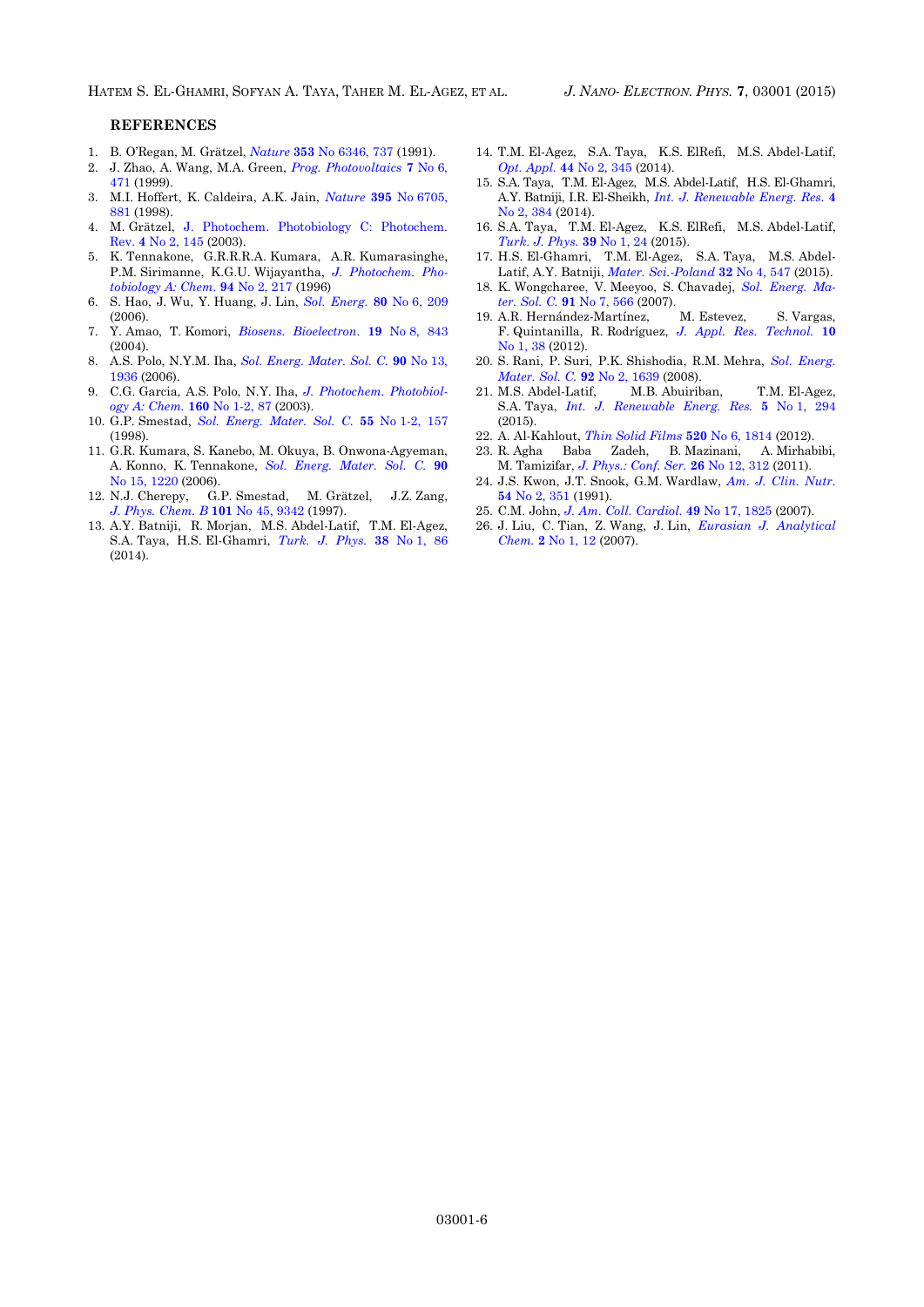## REFERENCES

1. B. O'Regan, M. Grätzel, *Nature* **353** No 6346, 737 (1991).
2. J. Zhao, A. Wang, M.A. Green, *Prog. Photovoltaics* **7** No 6, 471 (1999).
3. M.I. Hoffert, K. Caldeira, A.K. Jain, *Nature* **395** No 6705, 881 (1998).
4. M. Grätzel, *J. Photochem. Photobiology C: Photochem. Rev.* **4** No 2, 145 (2003).
5. K. Tennakone, G.R.R.A. Kumara, A.R. Kumarasinghe, P.M. Sirimanne, K.G.U. Wijayantha, *J. Photochem. Photobiology A: Chem.* **94** No 2, 217 (1996)
6. S. Hao, J. Wu, Y. Huang, J. Lin, *Sol. Energ.* **80** No 6, 209 (2006).
7. Y. Amao, T. Komori, *Biosens. Bioelectron.* **19** No 8, 843 (2004).
8. A.S. Polo, N.Y.M. Iha, *Sol. Energ. Mater. Sol. C.* **90** No 13, 1936 (2006).
9. C.G. Garcia, A.S. Polo, N.Y. Iha, *J. Photochem. Photobiology A: Chem.* **160** No 1-2, 87 (2003).
10. G.P. Smestad, *Sol. Energ. Mater. Sol. C.* **55** No 1-2, 157 (1998).
11. G.R. Kumara, S. Kanebo, M. Okuya, B. Onwona-Agyeman, A. Konno, K. Tennakone, *Sol. Energ. Mater. Sol. C.* **90** No 15, 1220 (2006).
12. N.J. Cherepy, G.P. Smestad, M. Grätzel, J.Z. Zang, *J. Phys. Chem. B* **101** No 45, 9342 (1997).
13. A.Y. Batniji, R. Morjan, M.S. Abdel-Latif, T.M. El-Agez, S.A. Taya, H.S. El-Ghamri, *Turk. J. Phys.* **38** No 1, 86 (2014).
14. T.M. El-Agez, S.A. Taya, K.S. ElRefi, M.S. Abdel-Latif, *Opt. Appl.* **44** No 2, 345 (2014).
15. S.A. Taya, T.M. El-Agez, M.S. Abdel-Latif, H.S. El-Ghamri, A.Y. Batniji, I.R. El-Sheikh, *Int. J. Renewable Energ. Res.* **4** No 2, 384 (2014).
16. S.A. Taya, T.M. El-Agez, K.S. ElRefi, M.S. Abdel-Latif, *Turk. J. Phys.* **39** No 1, 24 (2015).
17. H.S. El-Ghamri, T.M. El-Agez, S.A. Taya, M.S. Abdel-Latif, A.Y. Batniji, *Mater. Sci.-Poland* **32** No 4, 547 (2015).
18. K. Wongcharee, V. Meeyoo, S. Chavadej, *Sol. Energ. Mater. Sol. C.* **91** No 7, 566 (2007).
19. A.R. Hernández-Martínez, M. Estevez, S. Vargas, F. Quintanilla, R. Rodríguez, *J. Appl. Res. Technol.* **10** No 1, 38 (2012).
20. S. Rani, P. Suri, P.K. Shishodia, R.M. Mehra, *Sol. Energ. Mater. Sol. C.* **92** No 2, 1639 (2008).
21. M.S. Abdel-Latif, M.B. Abuiriban, T.M. El-Agez, S.A. Taya, *Int. J. Renewable Energ. Res.* **5** No 1, 294 (2015).
22. A. Al-Kahlout, *Thin Solid Films* **520** No 6, 1814 (2012).
23. R. Agha Baba Zadeh, B. Mazinani, A. Mirhabibi, M. Tamizifar, *J. Phys.: Conf. Ser.* **26** No 12, 312 (2011).
24. J.S. Kwon, J.T. Snook, G.M. Wardlaw, *Am. J. Clin. Nutr.* **54** No 2, 351 (1991).
25. C.M. John, *J. Am. Coll. Cardiol.* **49** No 17, 1825 (2007).
26. J. Liu, C. Tian, Z. Wang, J. Lin, *Eurasian J. Analytical Chem.* **2** No 1, 12 (2007).